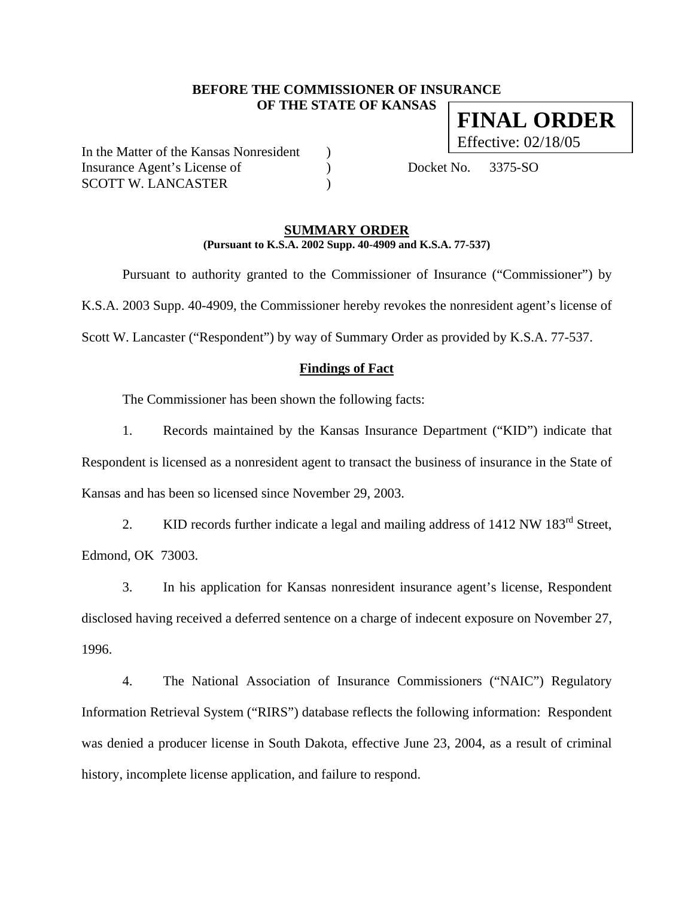**BEFORE THE COMMISSIONER OF INSURANCE**
**OF THE STATE OF KANSAS**

**FINAL ORDER**
Effective: 02/18/05

In the Matter of the Kansas Nonresident )
Insurance Agent's License of ) Docket No. 3375-SO
SCOTT W. LANCASTER )

## SUMMARY ORDER

**(Pursuant to K.S.A. 2002 Supp. 40-4909 and K.S.A. 77-537)**

Pursuant to authority granted to the Commissioner of Insurance ("Commissioner") by K.S.A. 2003 Supp. 40-4909, the Commissioner hereby revokes the nonresident agent's license of Scott W. Lancaster ("Respondent") by way of Summary Order as provided by K.S.A. 77-537.

### Findings of Fact

The Commissioner has been shown the following facts:

1. Records maintained by the Kansas Insurance Department ("KID") indicate that Respondent is licensed as a nonresident agent to transact the business of insurance in the State of Kansas and has been so licensed since November 29, 2003.

2. KID records further indicate a legal and mailing address of 1412 NW 183rd Street, Edmond, OK 73003.

3. In his application for Kansas nonresident insurance agent's license, Respondent disclosed having received a deferred sentence on a charge of indecent exposure on November 27, 1996.

4. The National Association of Insurance Commissioners ("NAIC") Regulatory Information Retrieval System ("RIRS") database reflects the following information: Respondent was denied a producer license in South Dakota, effective June 23, 2004, as a result of criminal history, incomplete license application, and failure to respond.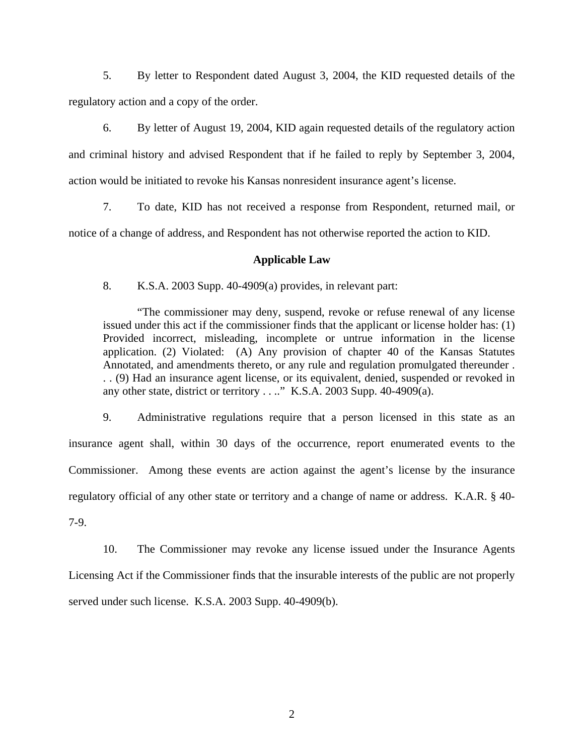5. By letter to Respondent dated August 3, 2004, the KID requested details of the regulatory action and a copy of the order.

6. By letter of August 19, 2004, KID again requested details of the regulatory action and criminal history and advised Respondent that if he failed to reply by September 3, 2004, action would be initiated to revoke his Kansas nonresident insurance agent's license.

7. To date, KID has not received a response from Respondent, returned mail, or notice of a change of address, and Respondent has not otherwise reported the action to KID.

**Applicable Law**

8. K.S.A. 2003 Supp. 40-4909(a) provides, in relevant part:

> "The commissioner may deny, suspend, revoke or refuse renewal of any license issued under this act if the commissioner finds that the applicant or license holder has: (1) Provided incorrect, misleading, incomplete or untrue information in the license application. (2) Violated: (A) Any provision of chapter 40 of the Kansas Statutes Annotated, and amendments thereto, or any rule and regulation promulgated thereunder . . . (9) Had an insurance agent license, or its equivalent, denied, suspended or revoked in any other state, district or territory . . .." K.S.A. 2003 Supp. 40-4909(a).

9. Administrative regulations require that a person licensed in this state as an insurance agent shall, within 30 days of the occurrence, report enumerated events to the Commissioner. Among these events are action against the agent's license by the insurance regulatory official of any other state or territory and a change of name or address. K.A.R. § 40-7-9.

10. The Commissioner may revoke any license issued under the Insurance Agents Licensing Act if the Commissioner finds that the insurable interests of the public are not properly served under such license. K.S.A. 2003 Supp. 40-4909(b).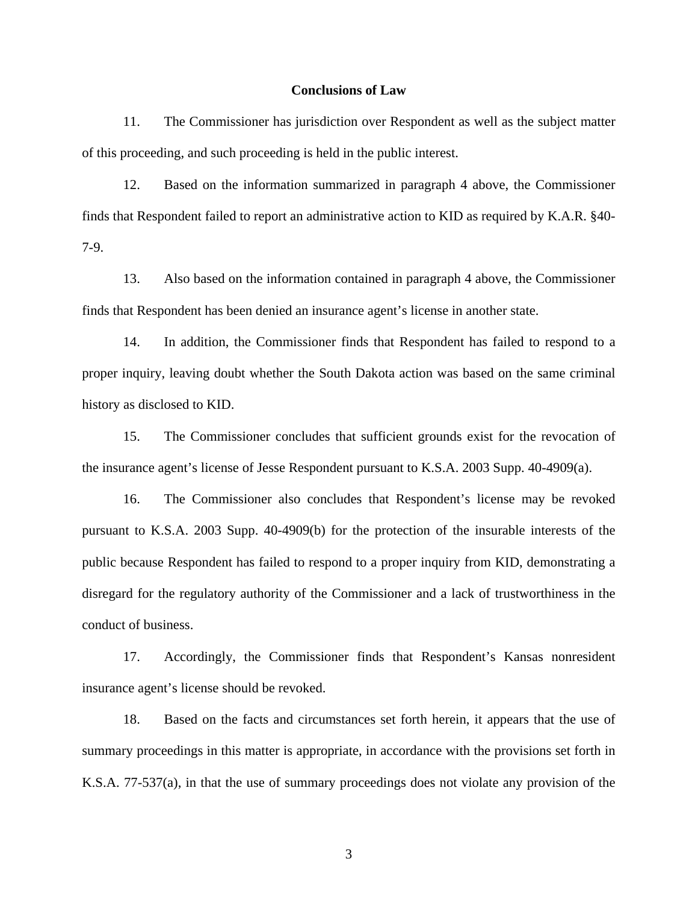## Conclusions of Law

11. The Commissioner has jurisdiction over Respondent as well as the subject matter of this proceeding, and such proceeding is held in the public interest.

12. Based on the information summarized in paragraph 4 above, the Commissioner finds that Respondent failed to report an administrative action to KID as required by K.A.R. §40-7-9.

13. Also based on the information contained in paragraph 4 above, the Commissioner finds that Respondent has been denied an insurance agent's license in another state.

14. In addition, the Commissioner finds that Respondent has failed to respond to a proper inquiry, leaving doubt whether the South Dakota action was based on the same criminal history as disclosed to KID.

15. The Commissioner concludes that sufficient grounds exist for the revocation of the insurance agent's license of Jesse Respondent pursuant to K.S.A. 2003 Supp. 40-4909(a).

16. The Commissioner also concludes that Respondent's license may be revoked pursuant to K.S.A. 2003 Supp. 40-4909(b) for the protection of the insurable interests of the public because Respondent has failed to respond to a proper inquiry from KID, demonstrating a disregard for the regulatory authority of the Commissioner and a lack of trustworthiness in the conduct of business.

17. Accordingly, the Commissioner finds that Respondent's Kansas nonresident insurance agent's license should be revoked.

18. Based on the facts and circumstances set forth herein, it appears that the use of summary proceedings in this matter is appropriate, in accordance with the provisions set forth in K.S.A. 77-537(a), in that the use of summary proceedings does not violate any provision of the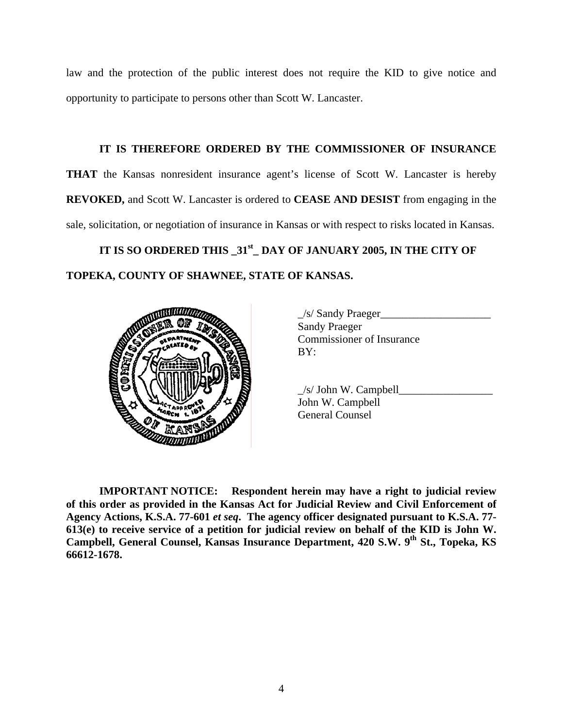law and the protection of the public interest does not require the KID to give notice and opportunity to participate to persons other than Scott W. Lancaster.

**IT IS THEREFORE ORDERED BY THE COMMISSIONER OF INSURANCE THAT** the Kansas nonresident insurance agent's license of Scott W. Lancaster is hereby **REVOKED,** and Scott W. Lancaster is ordered to **CEASE AND DESIST** from engaging in the sale, solicitation, or negotiation of insurance in Kansas or with respect to risks located in Kansas.

**IT IS SO ORDERED THIS _31st_ DAY OF JANUARY 2005, IN THE CITY OF TOPEKA, COUNTY OF SHAWNEE, STATE OF KANSAS.**

_/s/ Sandy Praeger____________________
Sandy Praeger
Commissioner of Insurance
BY:

_/s/ John W. Campbell_________________
John W. Campbell
General Counsel

**IMPORTANT NOTICE: Respondent herein may have a right to judicial review of this order as provided in the Kansas Act for Judicial Review and Civil Enforcement of Agency Actions, K.S.A. 77-601 *et seq*. The agency officer designated pursuant to K.S.A. 77-613(e) to receive service of a petition for judicial review on behalf of the KID is John W. Campbell, General Counsel, Kansas Insurance Department, 420 S.W. 9th St., Topeka, KS 66612-1678.**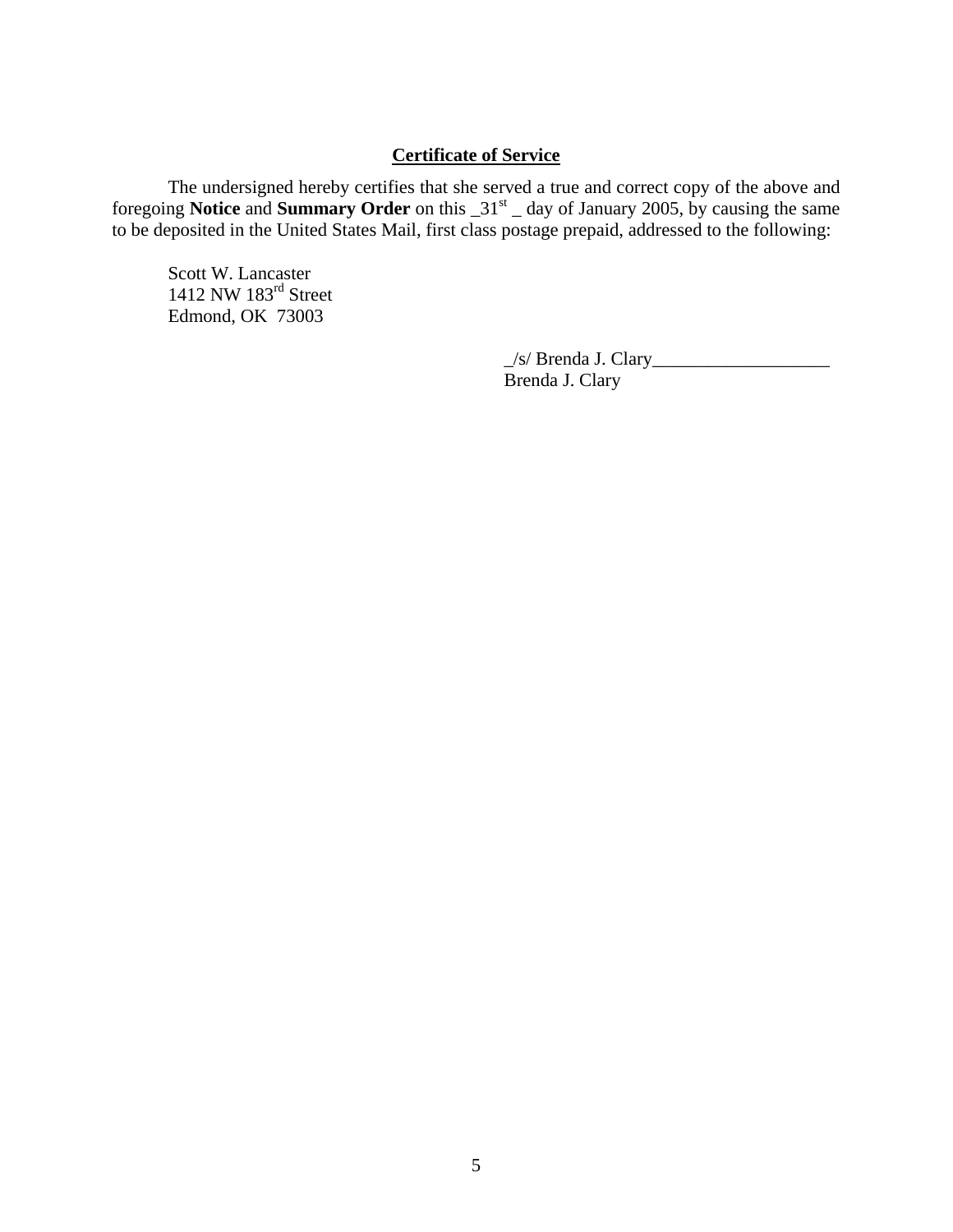**Certificate of Service**

The undersigned hereby certifies that she served a true and correct copy of the above and foregoing **Notice** and **Summary Order** on this _31st _ day of January 2005, by causing the same to be deposited in the United States Mail, first class postage prepaid, addressed to the following:

Scott W. Lancaster
1412 NW 183rd Street
Edmond, OK 73003

_/s/ Brenda J. Clary___________________
Brenda J. Clary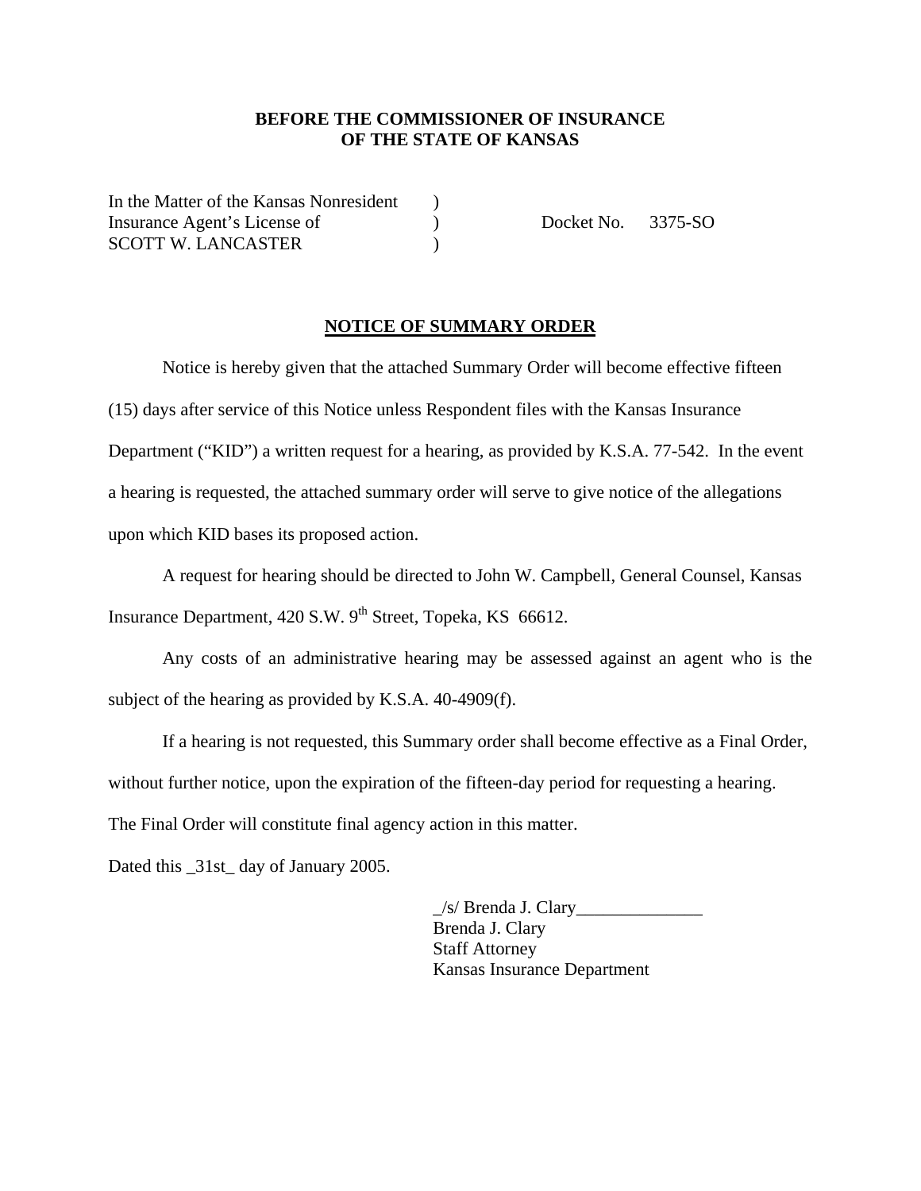**BEFORE THE COMMISSIONER OF INSURANCE**
**OF THE STATE OF KANSAS**

| | | |
|---|---|---|
| In the Matter of the Kansas Nonresident | ) | |
| Insurance Agent's License of | ) | Docket No. 3375-SO |
| SCOTT W. LANCASTER | ) | |

## NOTICE OF SUMMARY ORDER

Notice is hereby given that the attached Summary Order will become effective fifteen (15) days after service of this Notice unless Respondent files with the Kansas Insurance Department ("KID") a written request for a hearing, as provided by K.S.A. 77-542. In the event a hearing is requested, the attached summary order will serve to give notice of the allegations upon which KID bases its proposed action.

A request for hearing should be directed to John W. Campbell, General Counsel, Kansas Insurance Department, 420 S.W. 9th Street, Topeka, KS 66612.

Any costs of an administrative hearing may be assessed against an agent who is the subject of the hearing as provided by K.S.A. 40-4909(f).

If a hearing is not requested, this Summary order shall become effective as a Final Order, without further notice, upon the expiration of the fifteen-day period for requesting a hearing. The Final Order will constitute final agency action in this matter.

Dated this _31st_ day of January 2005.

_/s/ Brenda J. Clary______________
Brenda J. Clary
Staff Attorney
Kansas Insurance Department